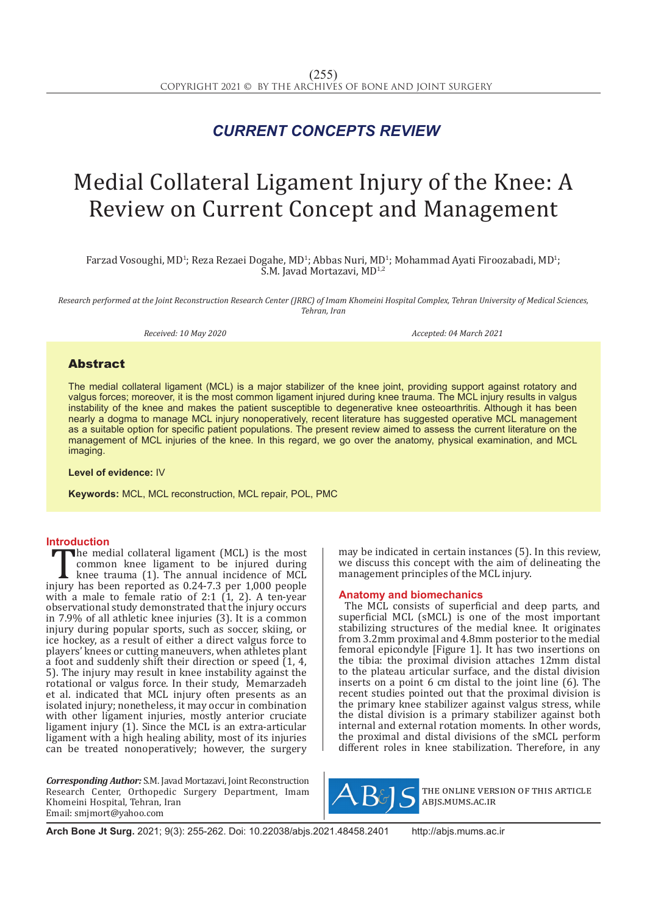*CURRENT CONCEPTS REVIEW*

# Medial Collateral Ligament Injury of the Knee: A Review on Current Concept and Management

Farzad Vosoughi, MD[1]; Reza Rezaei Dogahe, MD[1]; Abbas Nuri, MD[1]; Mohammad Ayati Firoozabadi, MD[1]; S.M. Javad Mortazavi, MD[1,2]

*Research performed at the Joint Reconstruction Research Center (JRRC) of Imam Khomeini Hospital Complex, Tehran University of Medical Sciences, Tehran, Iran*

*Received: 10 May 2020* *Accepted: 04 March 2021*

## Abstract

The medial collateral ligament (MCL) is a major stabilizer of the knee joint, providing support against rotatory and valgus forces; moreover, it is the most common ligament injured during knee trauma. The MCL injury results in valgus instability of the knee and makes the patient susceptible to degenerative knee osteoarthritis. Although it has been nearly a dogma to manage MCL injury nonoperatively, recent literature has suggested operative MCL management as a suitable option for specific patient populations. The present review aimed to assess the current literature on the management of MCL injuries of the knee. In this regard, we go over the anatomy, physical examination, and MCL imaging.

**Level of evidence:** IV

**Keywords:** MCL, MCL reconstruction, MCL repair, POL, PMC

## Introduction

The medial collateral ligament (MCL) is the most common knee ligament to be injured during knee trauma (1). The annual incidence of MCL injury has been reported as 0.24-7.3 per 1,000 people with a male to female ratio of 2:1 (1, 2). A ten-year observational study demonstrated that the injury occurs in 7.9% of all athletic knee injuries (3). It is a common injury during popular sports, such as soccer, skiing, or ice hockey, as a result of either a direct valgus force to players' knees or cutting maneuvers, when athletes plant a foot and suddenly shift their direction or speed (1, 4, 5). The injury may result in knee instability against the rotational or valgus force. In their study, Memarzadeh et al. indicated that MCL injury often presents as an isolated injury; nonetheless, it may occur in combination with other ligament injuries, mostly anterior cruciate ligament injury (1). Since the MCL is an extra-articular ligament with a high healing ability, most of its injuries can be treated nonoperatively; however, the surgery may be indicated in certain instances (5). In this review, we discuss this concept with the aim of delineating the management principles of the MCL injury.

## Anatomy and biomechanics

The MCL consists of superficial and deep parts, and superficial MCL (sMCL) is one of the most important stabilizing structures of the medial knee. It originates from 3.2mm proximal and 4.8mm posterior to the medial femoral epicondyle [Figure 1]. It has two insertions on the tibia: the proximal division attaches 12mm distal to the plateau articular surface, and the distal division inserts on a point 6 cm distal to the joint line (6). The recent studies pointed out that the proximal division is the primary knee stabilizer against valgus stress, while the distal division is a primary stabilizer against both internal and external rotation moments. In other words, the proximal and distal divisions of the sMCL perform different roles in knee stabilization. Therefore, in any

***Corresponding Author:*** S.M. Javad Mortazavi, Joint Reconstruction Research Center, Orthopedic Surgery Department, Imam Khomeini Hospital, Tehran, Iran
Email: smjmort@yahoo.com

THE ONLINE VERSION OF THIS ARTICLE ABJS.MUMS.AC.IR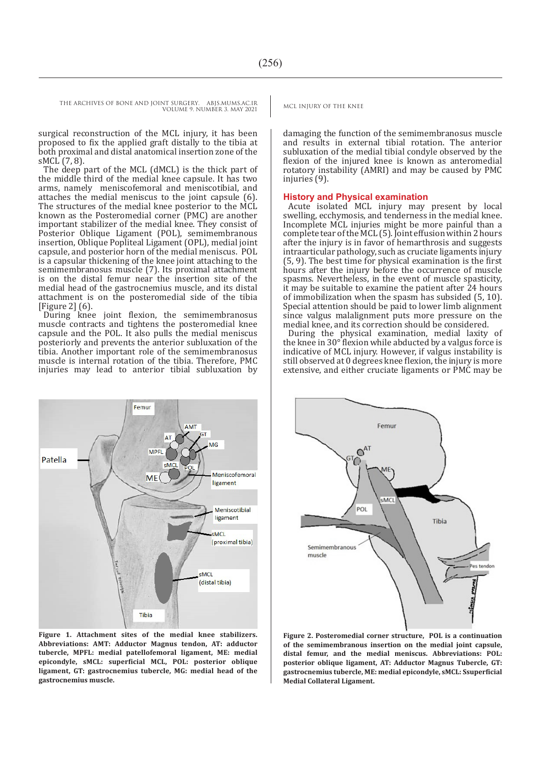surgical reconstruction of the MCL injury, it has been proposed to fix the applied graft distally to the tibia at both proximal and distal anatomical insertion zone of the sMCL (7, 8).

The deep part of the MCL (dMCL) is the thick part of the middle third of the medial knee capsule. It has two arms, namely meniscofemoral and meniscotibial, and attaches the medial meniscus to the joint capsule (6). The structures of the medial knee posterior to the MCL known as the Posteromedial corner (PMC) are another important stabilizer of the medial knee. They consist of Posterior Oblique Ligament (POL), semimembranous insertion, Oblique Popliteal Ligament (OPL), medial joint capsule, and posterior horn of the medial meniscus. POL is a capsular thickening of the knee joint attaching to the semimembranosus muscle (7). Its proximal attachment is on the distal femur near the insertion site of the medial head of the gastrocnemius muscle, and its distal attachment is on the posteromedial side of the tibia [Figure 2] (6).

During knee joint flexion, the semimembranosus muscle contracts and tightens the posteromedial knee capsule and the POL. It also pulls the medial meniscus posteriorly and prevents the anterior subluxation of the tibia. Another important role of the semimembranosus muscle is internal rotation of the tibia. Therefore, PMC injuries may lead to anterior tibial subluxation by damaging the function of the semimembranosus muscle and results in external tibial rotation. The anterior subluxation of the medial tibial condyle observed by the flexion of the injured knee is known as anteromedial rotatory instability (AMRI) and may be caused by PMC injuries (9).

## History and Physical examination

Acute isolated MCL injury may present by local swelling, ecchymosis, and tenderness in the medial knee. Incomplete MCL injuries might be more painful than a complete tear of the MCL (5). Joint effusion within 2 hours after the injury is in favor of hemarthrosis and suggests intraarticular pathology, such as cruciate ligaments injury (5, 9). The best time for physical examination is the first hours after the injury before the occurrence of muscle spasms. Nevertheless, in the event of muscle spasticity, it may be suitable to examine the patient after 24 hours of immobilization when the spasm has subsided (5, 10). Special attention should be paid to lower limb alignment since valgus malalignment puts more pressure on the medial knee, and its correction should be considered.

During the physical examination, medial laxity of the knee in 30° flexion while abducted by a valgus force is indicative of MCL injury. However, if valgus instability is still observed at 0 degrees knee flexion, the injury is more extensive, and either cruciate ligaments or PMC may be

**Figure 1. Attachment sites of the medial knee stabilizers. Abbreviations: AMT: Adductor Magnus tendon, AT: adductor tubercle, MPFL: medial patellofemoral ligament, ME: medial epicondyle, sMCL: superficial MCL, POL: posterior oblique ligament, GT: gastrocnemius tubercle, MG: medial head of the gastrocnemius muscle.**

**Figure 2. Posteromedial corner structure, POL is a continuation of the semimembranous insertion on the medial joint capsule, distal femur, and the medial meniscus. Abbreviations: POL: posterior oblique ligament, AT: Adductor Magnus Tubercle, GT: gastrocnemius tubercle, ME: medial epicondyle, sMCL: Ssuperficial Medial Collateral Ligament.**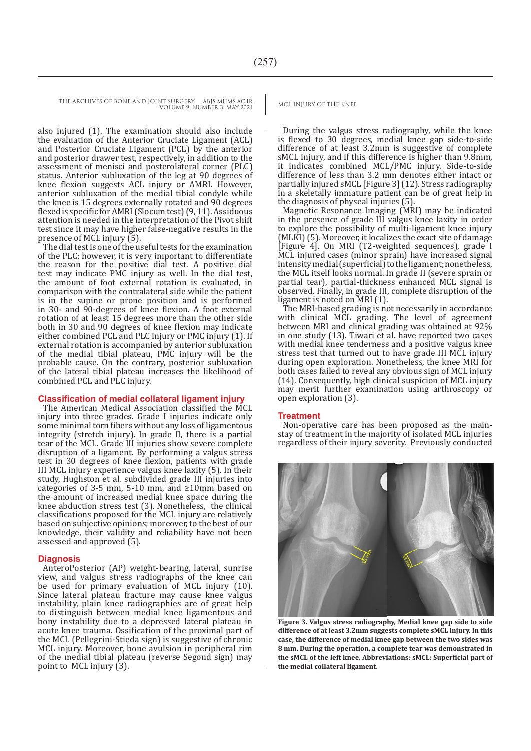also injured (1). The examination should also include the evaluation of the Anterior Cruciate Ligament (ACL) and Posterior Cruciate Ligament (PCL) by the anterior and posterior drawer test, respectively, in addition to the assessment of menisci and posterolateral corner (PLC) status. Anterior subluxation of the leg at 90 degrees of knee flexion suggests ACL injury or AMRI. However, anterior subluxation of the medial tibial condyle while the knee is 15 degrees externally rotated and 90 degrees flexed is specific for AMRI (Slocum test) (9, 11). Assiduous attention is needed in the interpretation of the Pivot shift test since it may have higher false-negative results in the presence of MCL injury (5).

The dial test is one of the useful tests for the examination of the PLC; however, it is very important to differentiate the reason for the positive dial test. A positive dial test may indicate PMC injury as well. In the dial test, the amount of foot external rotation is evaluated, in comparison with the contralateral side while the patient is in the supine or prone position and is performed in 30- and 90-degrees of knee flexion. A foot external rotation of at least 15 degrees more than the other side both in 30 and 90 degrees of knee flexion may indicate either combined PCL and PLC injury or PMC injury (1). If external rotation is accompanied by anterior subluxation of the medial tibial plateau, PMC injury will be the probable cause. On the contrary, posterior subluxation of the lateral tibial plateau increases the likelihood of combined PCL and PLC injury.

## Classification of medial collateral ligament injury

The American Medical Association classified the MCL injury into three grades. Grade I injuries indicate only some minimal torn fibers without any loss of ligamentous integrity (stretch injury). In grade II, there is a partial tear of the MCL. Grade III injuries show severe complete disruption of a ligament. By performing a valgus stress test in 30 degrees of knee flexion, patients with grade III MCL injury experience valgus knee laxity (5). In their study, Hughston et al. subdivided grade III injuries into categories of 3-5 mm, 5-10 mm, and ≥10mm based on the amount of increased medial knee space during the knee abduction stress test (3). Nonetheless, the clinical classifications proposed for the MCL injury are relatively based on subjective opinions; moreover, to the best of our knowledge, their validity and reliability have not been assessed and approved (5).

## Diagnosis

AnteroPosterior (AP) weight-bearing, lateral, sunrise view, and valgus stress radiographs of the knee can be used for primary evaluation of MCL injury (10). Since lateral plateau fracture may cause knee valgus instability, plain knee radiographies are of great help to distinguish between medial knee ligamentous and bony instability due to a depressed lateral plateau in acute knee trauma. Ossification of the proximal part of the MCL (Pellegrini-Stieda sign) is suggestive of chronic MCL injury. Moreover, bone avulsion in peripheral rim of the medial tibial plateau (reverse Segond sign) may point to MCL injury (3).

During the valgus stress radiography, while the knee is flexed to 30 degrees, medial knee gap side-to-side difference of at least 3.2mm is suggestive of complete sMCL injury, and if this difference is higher than 9.8mm, it indicates combined MCL/PMC injury. Side-to-side difference of less than 3.2 mm denotes either intact or partially injured sMCL [Figure 3] (12). Stress radiography in a skeletally immature patient can be of great help in the diagnosis of physeal injuries (5).

Magnetic Resonance Imaging (MRI) may be indicated in the presence of grade III valgus knee laxity in order to explore the possibility of multi-ligament knee injury (MLKI) (5). Moreover, it localizes the exact site of damage [Figure 4]. On MRI (T2-weighted sequences), grade I MCL injured cases (minor sprain) have increased signal intensity medial (superficial) to the ligament; nonetheless, the MCL itself looks normal. In grade II (severe sprain or partial tear), partial-thickness enhanced MCL signal is observed. Finally, in grade III, complete disruption of the ligament is noted on MRI (1).

The MRI-based grading is not necessarily in accordance with clinical MCL grading. The level of agreement between MRI and clinical grading was obtained at 92% in one study (13). Tiwari et al. have reported two cases with medial knee tenderness and a positive valgus knee stress test that turned out to have grade III MCL injury during open exploration. Nonetheless, the knee MRI for both cases failed to reveal any obvious sign of MCL injury (14). Consequently, high clinical suspicion of MCL injury may merit further examination using arthroscopy or open exploration (3).

## Treatment

Non-operative care has been proposed as the mainstay of treatment in the majority of isolated MCL injuries regardless of their injury severity. Previously conducted

**Figure 3. Valgus stress radiography, Medial knee gap side to side difference of at least 3.2mm suggests complete sMCL injury. In this case, the difference of medial knee gap between the two sides was 8 mm. During the operation, a complete tear was demonstrated in the sMCL of the left knee. Abbreviations: sMCL: Superficial part of the medial collateral ligament.**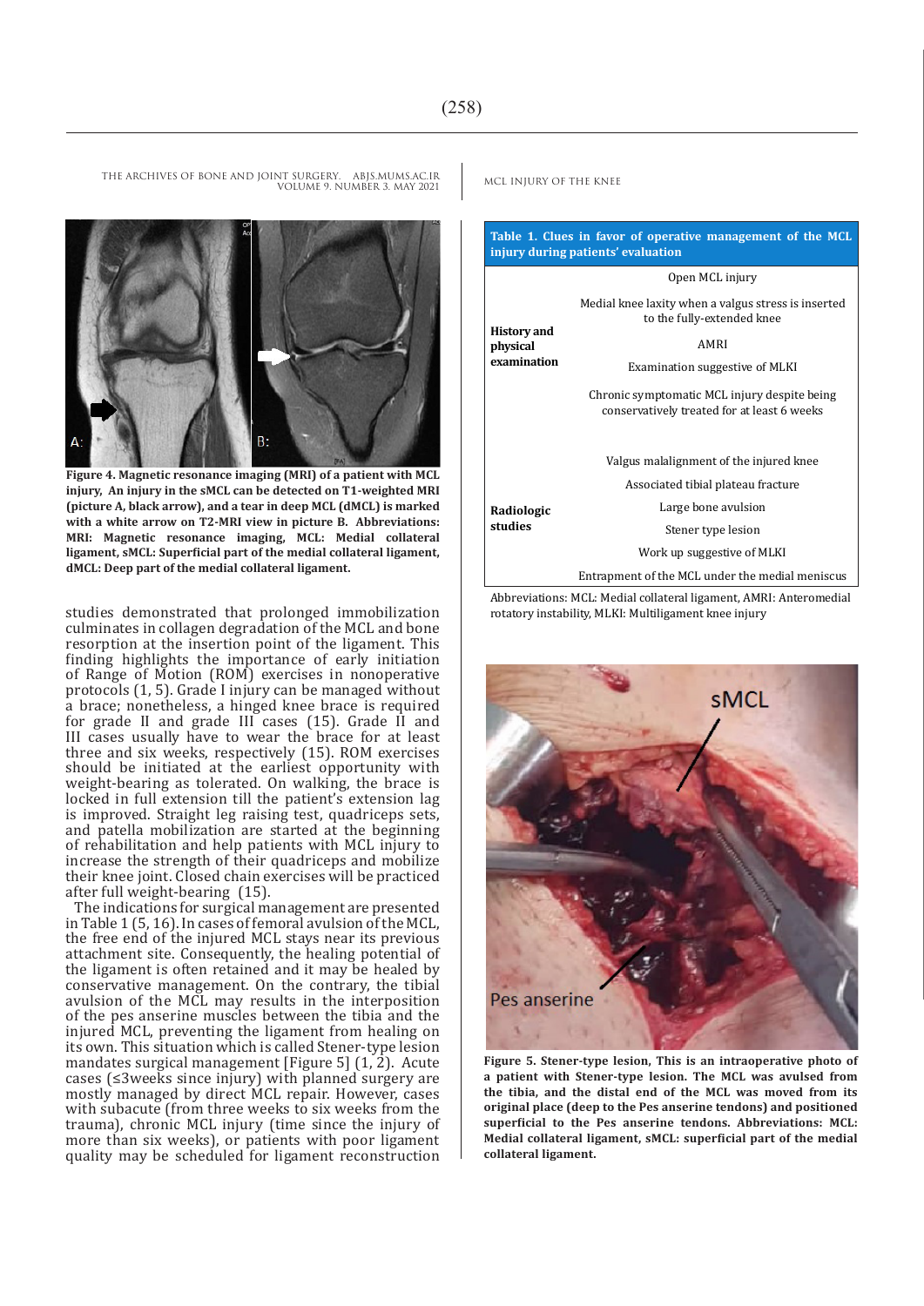Figure 4. Magnetic resonance imaging (MRI) of a patient with MCL injury, An injury in the sMCL can be detected on T1-weighted MRI (picture A, black arrow), and a tear in deep MCL (dMCL) is marked with a white arrow on T2-MRI view in picture B. Abbreviations: MRI: Magnetic resonance imaging, MCL: Medial collateral ligament, sMCL: Superficial part of the medial collateral ligament, dMCL: Deep part of the medial collateral ligament.

studies demonstrated that prolonged immobilization culminates in collagen degradation of the MCL and bone resorption at the insertion point of the ligament. This finding highlights the importance of early initiation of Range of Motion (ROM) exercises in nonoperative protocols (1, 5). Grade I injury can be managed without a brace; nonetheless, a hinged knee brace is required for grade II and grade III cases (15). Grade II and III cases usually have to wear the brace for at least three and six weeks, respectively (15). ROM exercises should be initiated at the earliest opportunity with weight-bearing as tolerated. On walking, the brace is locked in full extension till the patient's extension lag is improved. Straight leg raising test, quadriceps sets, and patella mobilization are started at the beginning of rehabilitation and help patients with MCL injury to increase the strength of their quadriceps and mobilize their knee joint. Closed chain exercises will be practiced after full weight-bearing (15).

The indications for surgical management are presented in Table 1 (5, 16). In cases of femoral avulsion of the MCL, the free end of the injured MCL stays near its previous attachment site. Consequently, the healing potential of the ligament is often retained and it may be healed by conservative management. On the contrary, the tibial avulsion of the MCL may results in the interposition of the pes anserine muscles between the tibia and the injured MCL, preventing the ligament from healing on its own. This situation which is called Stener-type lesion mandates surgical management [Figure 5] (1, 2). Acute cases (≤3weeks since injury) with planned surgery are mostly managed by direct MCL repair. However, cases with subacute (from three weeks to six weeks from the trauma), chronic MCL injury (time since the injury of more than six weeks), or patients with poor ligament quality may be scheduled for ligament reconstruction

**Table 1. Clues in favor of operative management of the MCL injury during patients' evaluation**

| | |
|---|---|
| **History and physical examination** | Open MCL injury |
| | Medial knee laxity when a valgus stress is inserted to the fully-extended knee |
| | AMRI |
| | Examination suggestive of MLKI |
| | Chronic symptomatic MCL injury despite being conservatively treated for at least 6 weeks |
| **Radiologic studies** | Valgus malalignment of the injured knee |
| | Associated tibial plateau fracture |
| | Large bone avulsion |
| | Stener type lesion |
| | Work up suggestive of MLKI |
| | Entrapment of the MCL under the medial meniscus |

Abbreviations: MCL: Medial collateral ligament, AMRI: Anteromedial rotatory instability, MLKI: Multiligament knee injury

Figure 5. Stener-type lesion, This is an intraoperative photo of a patient with Stener-type lesion. The MCL was avulsed from the tibia, and the distal end of the MCL was moved from its original place (deep to the Pes anserine tendons) and positioned superficial to the Pes anserine tendons. Abbreviations: MCL: Medial collateral ligament, sMCL: superficial part of the medial collateral ligament.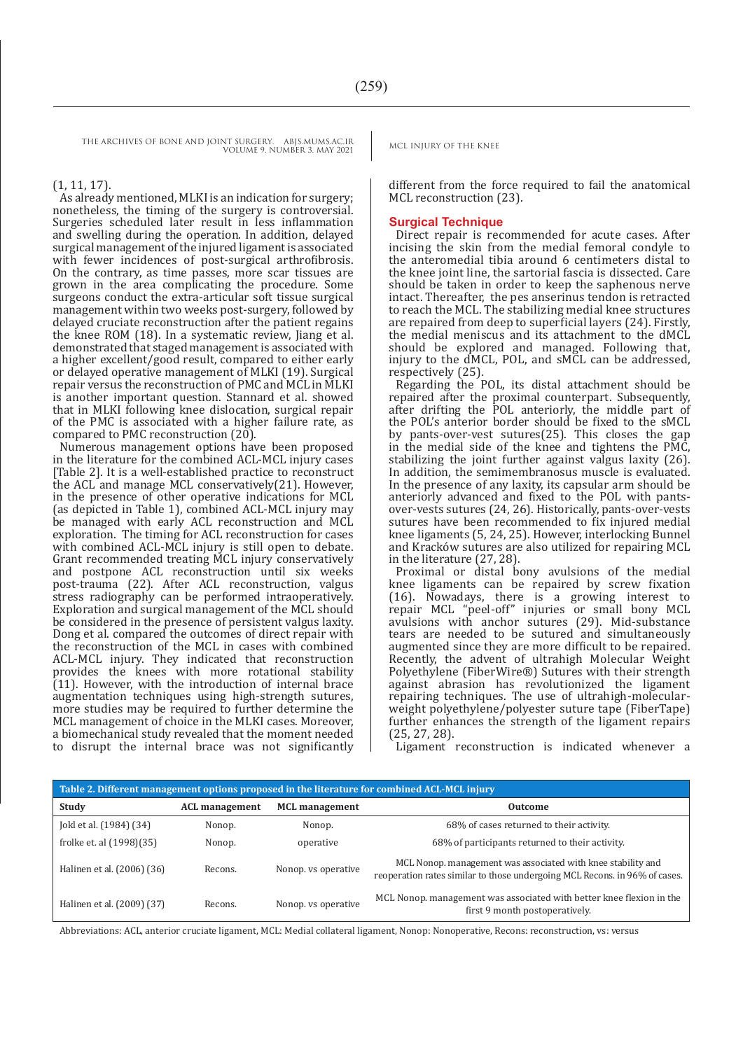(1, 11, 17).

As already mentioned, MLKI is an indication for surgery; nonetheless, the timing of the surgery is controversial. Surgeries scheduled later result in less inflammation and swelling during the operation. In addition, delayed surgical management of the injured ligament is associated with fewer incidences of post-surgical arthrofibrosis. On the contrary, as time passes, more scar tissues are grown in the area complicating the procedure. Some surgeons conduct the extra-articular soft tissue surgical management within two weeks post-surgery, followed by delayed cruciate reconstruction after the patient regains the knee ROM (18). In a systematic review, Jiang et al. demonstrated that staged management is associated with a higher excellent/good result, compared to either early or delayed operative management of MLKI (19). Surgical repair versus the reconstruction of PMC and MCL in MLKI is another important question. Stannard et al. showed that in MLKI following knee dislocation, surgical repair of the PMC is associated with a higher failure rate, as compared to PMC reconstruction (20).

Numerous management options have been proposed in the literature for the combined ACL-MCL injury cases [Table 2]. It is a well-established practice to reconstruct the ACL and manage MCL conservatively(21). However, in the presence of other operative indications for MCL (as depicted in Table 1), combined ACL-MCL injury may be managed with early ACL reconstruction and MCL exploration. The timing for ACL reconstruction for cases with combined ACL-MCL injury is still open to debate. Grant recommended treating MCL injury conservatively and postpone ACL reconstruction until six weeks post-trauma (22). After ACL reconstruction, valgus stress radiography can be performed intraoperatively. Exploration and surgical management of the MCL should be considered in the presence of persistent valgus laxity. Dong et al. compared the outcomes of direct repair with the reconstruction of the MCL in cases with combined ACL-MCL injury. They indicated that reconstruction provides the knees with more rotational stability (11). However, with the introduction of internal brace augmentation techniques using high-strength sutures, more studies may be required to further determine the MCL management of choice in the MLKI cases. Moreover, a biomechanical study revealed that the moment needed to disrupt the internal brace was not significantly different from the force required to fail the anatomical MCL reconstruction (23).

## Surgical Technique

Direct repair is recommended for acute cases. After incising the skin from the medial femoral condyle to the anteromedial tibia around 6 centimeters distal to the knee joint line, the sartorial fascia is dissected. Care should be taken in order to keep the saphenous nerve intact. Thereafter, the pes anserinus tendon is retracted to reach the MCL. The stabilizing medial knee structures are repaired from deep to superficial layers (24). Firstly, the medial meniscus and its attachment to the dMCL should be explored and managed. Following that, injury to the dMCL, POL, and sMCL can be addressed, respectively (25).

Regarding the POL, its distal attachment should be repaired after the proximal counterpart. Subsequently, after drifting the POL anteriorly, the middle part of the POL's anterior border should be fixed to the sMCL by pants-over-vest sutures(25). This closes the gap in the medial side of the knee and tightens the PMC, stabilizing the joint further against valgus laxity (26). In addition, the semimembranosus muscle is evaluated. In the presence of any laxity, its capsular arm should be anteriorly advanced and fixed to the POL with pants-over-vests sutures (24, 26). Historically, pants-over-vests sutures have been recommended to fix injured medial knee ligaments (5, 24, 25). However, interlocking Bunnel and Kracków sutures are also utilized for repairing MCL in the literature (27, 28).

Proximal or distal bony avulsions of the medial knee ligaments can be repaired by screw fixation (16). Nowadays, there is a growing interest to repair MCL "peel-off" injuries or small bony MCL avulsions with anchor sutures (29). Mid-substance tears are needed to be sutured and simultaneously augmented since they are more difficult to be repaired. Recently, the advent of ultrahigh Molecular Weight Polyethylene (FiberWire®) Sutures with their strength against abrasion has revolutionized the ligament repairing techniques. The use of ultrahigh-molecular-weight polyethylene/polyester suture tape (FiberTape) further enhances the strength of the ligament repairs (25, 27, 28).

Ligament reconstruction is indicated whenever a

**Table 2. Different management options proposed in the literature for combined ACL-MCL injury**

| Study | ACL management | MCL management | Outcome |
|---|---|---|---|
| Jokl et al. (1984) (34) | Nonop. | Nonop. | 68% of cases returned to their activity. |
| frolke et. al (1998)(35) | Nonop. | operative | 68% of participants returned to their activity. |
| Halinen et al. (2006) (36) | Recons. | Nonop. vs operative | MCL Nonop. management was associated with knee stability and reoperation rates similar to those undergoing MCL Recons. in 96% of cases. |
| Halinen et al. (2009) (37) | Recons. | Nonop. vs operative | MCL Nonop. management was associated with better knee flexion in the first 9 month postoperatively. |

Abbreviations: ACL, anterior cruciate ligament, MCL: Medial collateral ligament, Nonop: Nonoperative, Recons: reconstruction, vs: versus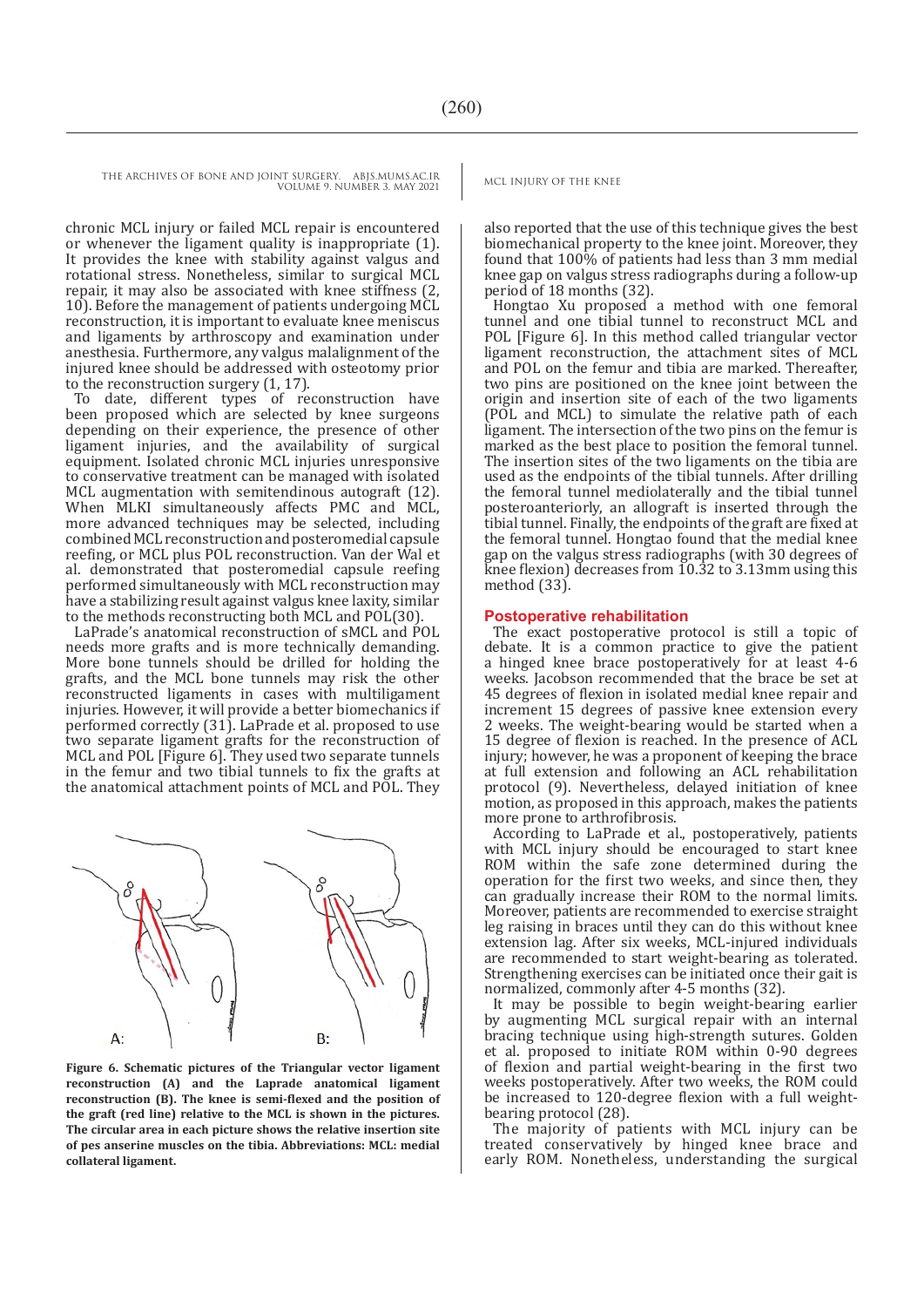chronic MCL injury or failed MCL repair is encountered or whenever the ligament quality is inappropriate (1). It provides the knee with stability against valgus and rotational stress. Nonetheless, similar to surgical MCL repair, it may also be associated with knee stiffness (2, 10). Before the management of patients undergoing MCL reconstruction, it is important to evaluate knee meniscus and ligaments by arthroscopy and examination under anesthesia. Furthermore, any valgus malalignment of the injured knee should be addressed with osteotomy prior to the reconstruction surgery (1, 17).

To date, different types of reconstruction have been proposed which are selected by knee surgeons depending on their experience, the presence of other ligament injuries, and the availability of surgical equipment. Isolated chronic MCL injuries unresponsive to conservative treatment can be managed with isolated MCL augmentation with semitendinous autograft (12). When MLKI simultaneously affects PMC and MCL, more advanced techniques may be selected, including combined MCL reconstruction and posteromedial capsule reefing, or MCL plus POL reconstruction. Van der Wal et al. demonstrated that posteromedial capsule reefing performed simultaneously with MCL reconstruction may have a stabilizing result against valgus knee laxity, similar to the methods reconstructing both MCL and POL(30).

LaPrade's anatomical reconstruction of sMCL and POL needs more grafts and is more technically demanding. More bone tunnels should be drilled for holding the grafts, and the MCL bone tunnels may risk the other reconstructed ligaments in cases with multiligament injuries. However, it will provide a better biomechanics if performed correctly (31). LaPrade et al. proposed to use two separate ligament grafts for the reconstruction of MCL and POL [Figure 6]. They used two separate tunnels in the femur and two tibial tunnels to fix the grafts at the anatomical attachment points of MCL and POL. They also reported that the use of this technique gives the best biomechanical property to the knee joint. Moreover, they found that 100% of patients had less than 3 mm medial knee gap on valgus stress radiographs during a follow-up period of 18 months (32).

**Figure 6. Schematic pictures of the Triangular vector ligament reconstruction (A) and the Laprade anatomical ligament reconstruction (B). The knee is semi-flexed and the position of the graft (red line) relative to the MCL is shown in the pictures. The circular area in each picture shows the relative insertion site of pes anserine muscles on the tibia. Abbreviations: MCL: medial collateral ligament.**

Hongtao Xu proposed a method with one femoral tunnel and one tibial tunnel to reconstruct MCL and POL [Figure 6]. In this method called triangular vector ligament reconstruction, the attachment sites of MCL and POL on the femur and tibia are marked. Thereafter, two pins are positioned on the knee joint between the origin and insertion site of each of the two ligaments (POL and MCL) to simulate the relative path of each ligament. The intersection of the two pins on the femur is marked as the best place to position the femoral tunnel. The insertion sites of the two ligaments on the tibia are used as the endpoints of the tibial tunnels. After drilling the femoral tunnel mediolaterally and the tibial tunnel posteroanteriorly, an allograft is inserted through the tibial tunnel. Finally, the endpoints of the graft are fixed at the femoral tunnel. Hongtao found that the medial knee gap on the valgus stress radiographs (with 30 degrees of knee flexion) decreases from 10.32 to 3.13mm using this method (33).

## Postoperative rehabilitation

The exact postoperative protocol is still a topic of debate. It is a common practice to give the patient a hinged knee brace postoperatively for at least 4-6 weeks. Jacobson recommended that the brace be set at 45 degrees of flexion in isolated medial knee repair and increment 15 degrees of passive knee extension every 2 weeks. The weight-bearing would be started when a 15 degree of flexion is reached. In the presence of ACL injury; however, he was a proponent of keeping the brace at full extension and following an ACL rehabilitation protocol (9). Nevertheless, delayed initiation of knee motion, as proposed in this approach, makes the patients more prone to arthrofibrosis.

According to LaPrade et al., postoperatively, patients with MCL injury should be encouraged to start knee ROM within the safe zone determined during the operation for the first two weeks, and since then, they can gradually increase their ROM to the normal limits. Moreover, patients are recommended to exercise straight leg raising in braces until they can do this without knee extension lag. After six weeks, MCL-injured individuals are recommended to start weight-bearing as tolerated. Strengthening exercises can be initiated once their gait is normalized, commonly after 4-5 months (32).

It may be possible to begin weight-bearing earlier by augmenting MCL surgical repair with an internal bracing technique using high-strength sutures. Golden et al. proposed to initiate ROM within 0-90 degrees of flexion and partial weight-bearing in the first two weeks postoperatively. After two weeks, the ROM could be increased to 120-degree flexion with a full weight-bearing protocol (28).

The majority of patients with MCL injury can be treated conservatively by hinged knee brace and early ROM. Nonetheless, understanding the surgical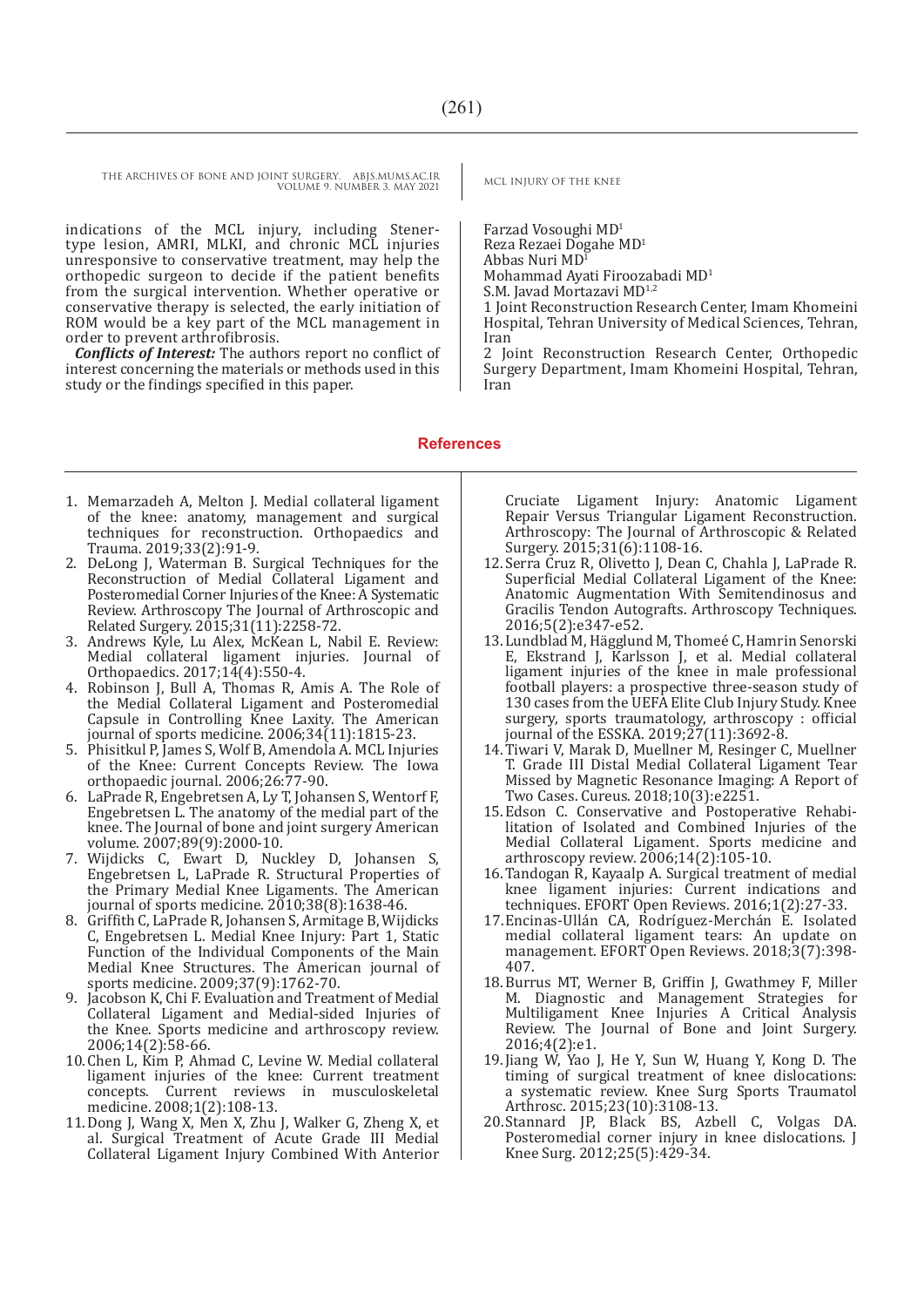indications of the MCL injury, including Stener-type lesion, AMRI, MLKI, and chronic MCL injuries unresponsive to conservative treatment, may help the orthopedic surgeon to decide if the patient benefits from the surgical intervention. Whether operative or conservative therapy is selected, the early initiation of ROM would be a key part of the MCL management in order to prevent arthrofibrosis.

***Conflicts of Interest:*** The authors report no conflict of interest concerning the materials or methods used in this study or the findings specified in this paper.

Farzad Vosoughi MD[1]
Reza Rezaei Dogahe MD[1]
Abbas Nuri MD[1]
Mohammad Ayati Firoozabadi MD[1]
S.M. Javad Mortazavi MD[1,2]

1 Joint Reconstruction Research Center, Imam Khomeini Hospital, Tehran University of Medical Sciences, Tehran, Iran

2 Joint Reconstruction Research Center, Orthopedic Surgery Department, Imam Khomeini Hospital, Tehran, Iran

## References

1. Memarzadeh A, Melton J. Medial collateral ligament of the knee: anatomy, management and surgical techniques for reconstruction. Orthopaedics and Trauma. 2019;33(2):91-9.
2. DeLong J, Waterman B. Surgical Techniques for the Reconstruction of Medial Collateral Ligament and Posteromedial Corner Injuries of the Knee: A Systematic Review. Arthroscopy The Journal of Arthroscopic and Related Surgery. 2015;31(11):2258-72.
3. Andrews Kyle, Lu Alex, McKean L, Nabil E. Review: Medial collateral ligament injuries. Journal of Orthopaedics. 2017;14(4):550-4.
4. Robinson J, Bull A, Thomas R, Amis A. The Role of the Medial Collateral Ligament and Posteromedial Capsule in Controlling Knee Laxity. The American journal of sports medicine. 2006;34(11):1815-23.
5. Phisitkul P, James S, Wolf B, Amendola A. MCL Injuries of the Knee: Current Concepts Review. The Iowa orthopaedic journal. 2006;26:77-90.
6. LaPrade R, Engebretsen A, Ly T, Johansen S, Wentorf F, Engebretsen L. The anatomy of the medial part of the knee. The Journal of bone and joint surgery American volume. 2007;89(9):2000-10.
7. Wijdicks C, Ewart D, Nuckley D, Johansen S, Engebretsen L, LaPrade R. Structural Properties of the Primary Medial Knee Ligaments. The American journal of sports medicine. 2010;38(8):1638-46.
8. Griffith C, LaPrade R, Johansen S, Armitage B, Wijdicks C, Engebretsen L. Medial Knee Injury: Part 1, Static Function of the Individual Components of the Main Medial Knee Structures. The American journal of sports medicine. 2009;37(9):1762-70.
9. Jacobson K, Chi F. Evaluation and Treatment of Medial Collateral Ligament and Medial-sided Injuries of the Knee. Sports medicine and arthroscopy review. 2006;14(2):58-66.
10. Chen L, Kim P, Ahmad C, Levine W. Medial collateral ligament injuries of the knee: Current treatment concepts. Current reviews in musculoskeletal medicine. 2008;1(2):108-13.
11. Dong J, Wang X, Men X, Zhu J, Walker G, Zheng X, et al. Surgical Treatment of Acute Grade III Medial Collateral Ligament Injury Combined With Anterior Cruciate Ligament Injury: Anatomic Ligament Repair Versus Triangular Ligament Reconstruction. Arthroscopy: The Journal of Arthroscopic & Related Surgery. 2015;31(6):1108-16.
12. Serra Cruz R, Olivetto J, Dean C, Chahla J, LaPrade R. Superficial Medial Collateral Ligament of the Knee: Anatomic Augmentation With Semitendinosus and Gracilis Tendon Autografts. Arthroscopy Techniques. 2016;5(2):e347-e52.
13. Lundblad M, Hägglund M, Thomeé C, Hamrin Senorski E, Ekstrand J, Karlsson J, et al. Medial collateral ligament injuries of the knee in male professional football players: a prospective three-season study of 130 cases from the UEFA Elite Club Injury Study. Knee surgery, sports traumatology, arthroscopy : official journal of the ESSKA. 2019;27(11):3692-8.
14. Tiwari V, Marak D, Muellner M, Resinger C, Muellner T. Grade III Distal Medial Collateral Ligament Tear Missed by Magnetic Resonance Imaging: A Report of Two Cases. Cureus. 2018;10(3):e2251.
15. Edson C. Conservative and Postoperative Rehabilitation of Isolated and Combined Injuries of the Medial Collateral Ligament. Sports medicine and arthroscopy review. 2006;14(2):105-10.
16. Tandogan R, Kayaalp A. Surgical treatment of medial knee ligament injuries: Current indications and techniques. EFORT Open Reviews. 2016;1(2):27-33.
17. Encinas-Ullán CA, Rodríguez-Merchán E. Isolated medial collateral ligament tears: An update on management. EFORT Open Reviews. 2018;3(7):398-407.
18. Burrus MT, Werner B, Griffin J, Gwathmey F, Miller M. Diagnostic and Management Strategies for Multiligament Knee Injuries A Critical Analysis Review. The Journal of Bone and Joint Surgery. 2016;4(2):e1.
19. Jiang W, Yao J, He Y, Sun W, Huang Y, Kong D. The timing of surgical treatment of knee dislocations: a systematic review. Knee Surg Sports Traumatol Arthrosc. 2015;23(10):3108-13.
20. Stannard JP, Black BS, Azbell C, Volgas DA. Posteromedial corner injury in knee dislocations. J Knee Surg. 2012;25(5):429-34.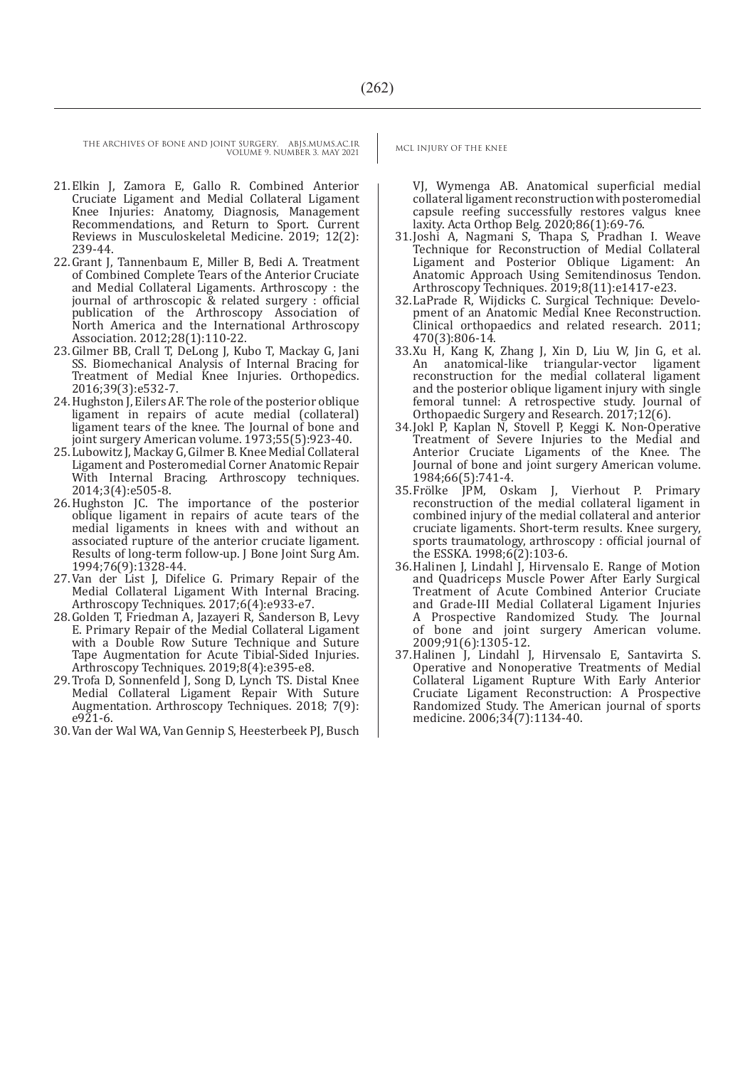21. Elkin J, Zamora E, Gallo R. Combined Anterior Cruciate Ligament and Medial Collateral Ligament Knee Injuries: Anatomy, Diagnosis, Management Recommendations, and Return to Sport. Current Reviews in Musculoskeletal Medicine. 2019; 12(2): 239-44.
22. Grant J, Tannenbaum E, Miller B, Bedi A. Treatment of Combined Complete Tears of the Anterior Cruciate and Medial Collateral Ligaments. Arthroscopy : the journal of arthroscopic & related surgery : official publication of the Arthroscopy Association of North America and the International Arthroscopy Association. 2012;28(1):110-22.
23. Gilmer BB, Crall T, DeLong J, Kubo T, Mackay G, Jani SS. Biomechanical Analysis of Internal Bracing for Treatment of Medial Knee Injuries. Orthopedics. 2016;39(3):e532-7.
24. Hughston J, Eilers AF. The role of the posterior oblique ligament in repairs of acute medial (collateral) ligament tears of the knee. The Journal of bone and joint surgery American volume. 1973;55(5):923-40.
25. Lubowitz J, Mackay G, Gilmer B. Knee Medial Collateral Ligament and Posteromedial Corner Anatomic Repair With Internal Bracing. Arthroscopy techniques. 2014;3(4):e505-8.
26. Hughston JC. The importance of the posterior oblique ligament in repairs of acute tears of the medial ligaments in knees with and without an associated rupture of the anterior cruciate ligament. Results of long-term follow-up. J Bone Joint Surg Am. 1994;76(9):1328-44.
27. Van der List J, Difelice G. Primary Repair of the Medial Collateral Ligament With Internal Bracing. Arthroscopy Techniques. 2017;6(4):e933-e7.
28. Golden T, Friedman A, Jazayeri R, Sanderson B, Levy E. Primary Repair of the Medial Collateral Ligament with a Double Row Suture Technique and Suture Tape Augmentation for Acute Tibial-Sided Injuries. Arthroscopy Techniques. 2019;8(4):e395-e8.
29. Trofa D, Sonnenfeld J, Song D, Lynch TS. Distal Knee Medial Collateral Ligament Repair With Suture Augmentation. Arthroscopy Techniques. 2018; 7(9): e921-6.
30. Van der Wal WA, Van Gennip S, Heesterbeek PJ, Busch VJ, Wymenga AB. Anatomical superficial medial collateral ligament reconstruction with posteromedial capsule reefing successfully restores valgus knee laxity. Acta Orthop Belg. 2020;86(1):69-76.
31. Joshi A, Nagmani S, Thapa S, Pradhan I. Weave Technique for Reconstruction of Medial Collateral Ligament and Posterior Oblique Ligament: An Anatomic Approach Using Semitendinosus Tendon. Arthroscopy Techniques. 2019;8(11):e1417-e23.
32. LaPrade R, Wijdicks C. Surgical Technique: Development of an Anatomic Medial Knee Reconstruction. Clinical orthopaedics and related research. 2011; 470(3):806-14.
33. Xu H, Kang K, Zhang J, Xin D, Liu W, Jin G, et al. An anatomical-like triangular-vector ligament reconstruction for the medial collateral ligament and the posterior oblique ligament injury with single femoral tunnel: A retrospective study. Journal of Orthopaedic Surgery and Research. 2017;12(6).
34. Jokl P, Kaplan N, Stovell P, Keggi K. Non-Operative Treatment of Severe Injuries to the Medial and Anterior Cruciate Ligaments of the Knee. The Journal of bone and joint surgery American volume. 1984;66(5):741-4.
35. Frölke JPM, Oskam J, Vierhout P. Primary reconstruction of the medial collateral ligament in combined injury of the medial collateral and anterior cruciate ligaments. Short-term results. Knee surgery, sports traumatology, arthroscopy : official journal of the ESSKA. 1998;6(2):103-6.
36. Halinen J, Lindahl J, Hirvensalo E. Range of Motion and Quadriceps Muscle Power After Early Surgical Treatment of Acute Combined Anterior Cruciate and Grade-III Medial Collateral Ligament Injuries A Prospective Randomized Study. The Journal of bone and joint surgery American volume. 2009;91(6):1305-12.
37. Halinen J, Lindahl J, Hirvensalo E, Santavirta S. Operative and Nonoperative Treatments of Medial Collateral Ligament Rupture With Early Anterior Cruciate Ligament Reconstruction: A Prospective Randomized Study. The American journal of sports medicine. 2006;34(7):1134-40.